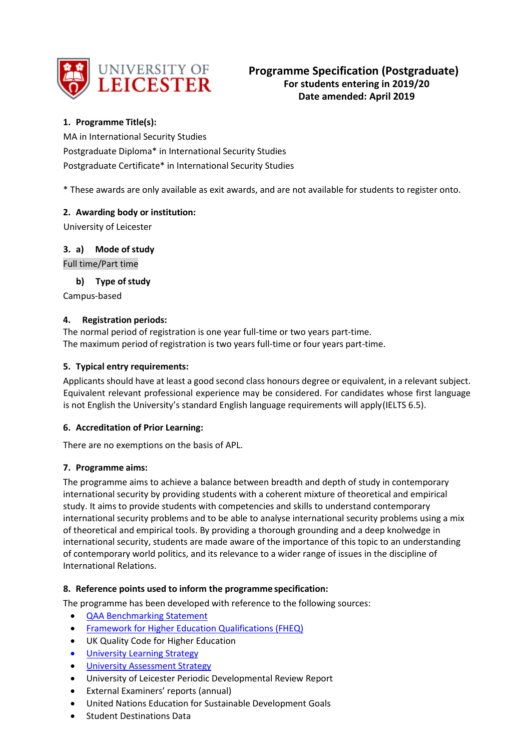UNIVERSITY OF LEICESTER

# Programme Specification (Postgraduate)

**For students entering in 2019/20**
**Date amended: April 2019**

## 1. Programme Title(s):

MA in International Security Studies
Postgraduate Diploma* in International Security Studies
Postgraduate Certificate* in International Security Studies

* These awards are only available as exit awards, and are not available for students to register onto.

## 2. Awarding body or institution:

University of Leicester

## 3. a) Mode of study

Full time/Part time

### b) Type of study

Campus-based

## 4. Registration periods:

The normal period of registration is one year full-time or two years part-time.
The maximum period of registration is two years full-time or four years part-time.

## 5. Typical entry requirements:

Applicants should have at least a good second class honours degree or equivalent, in a relevant subject. Equivalent relevant professional experience may be considered. For candidates whose first language is not English the University's standard English language requirements will apply (IELTS 6.5).

## 6. Accreditation of Prior Learning:

There are no exemptions on the basis of APL.

## 7. Programme aims:

The programme aims to achieve a balance between breadth and depth of study in contemporary international security by providing students with a coherent mixture of theoretical and empirical study. It aims to provide students with competencies and skills to understand contemporary international security problems and to be able to analyse international security problems using a mix of theoretical and empirical tools. By providing a thorough grounding and a deep knowledge in international security, students are made aware of the importance of this topic to an understanding of contemporary world politics, and its relevance to a wider range of issues in the discipline of International Relations.

## 8. Reference points used to inform the programme specification:

The programme has been developed with reference to the following sources:

- QAA Benchmarking Statement
- Framework for Higher Education Qualifications (FHEQ)
- UK Quality Code for Higher Education
- University Learning Strategy
- University Assessment Strategy
- University of Leicester Periodic Developmental Review Report
- External Examiners' reports (annual)
- United Nations Education for Sustainable Development Goals
- Student Destinations Data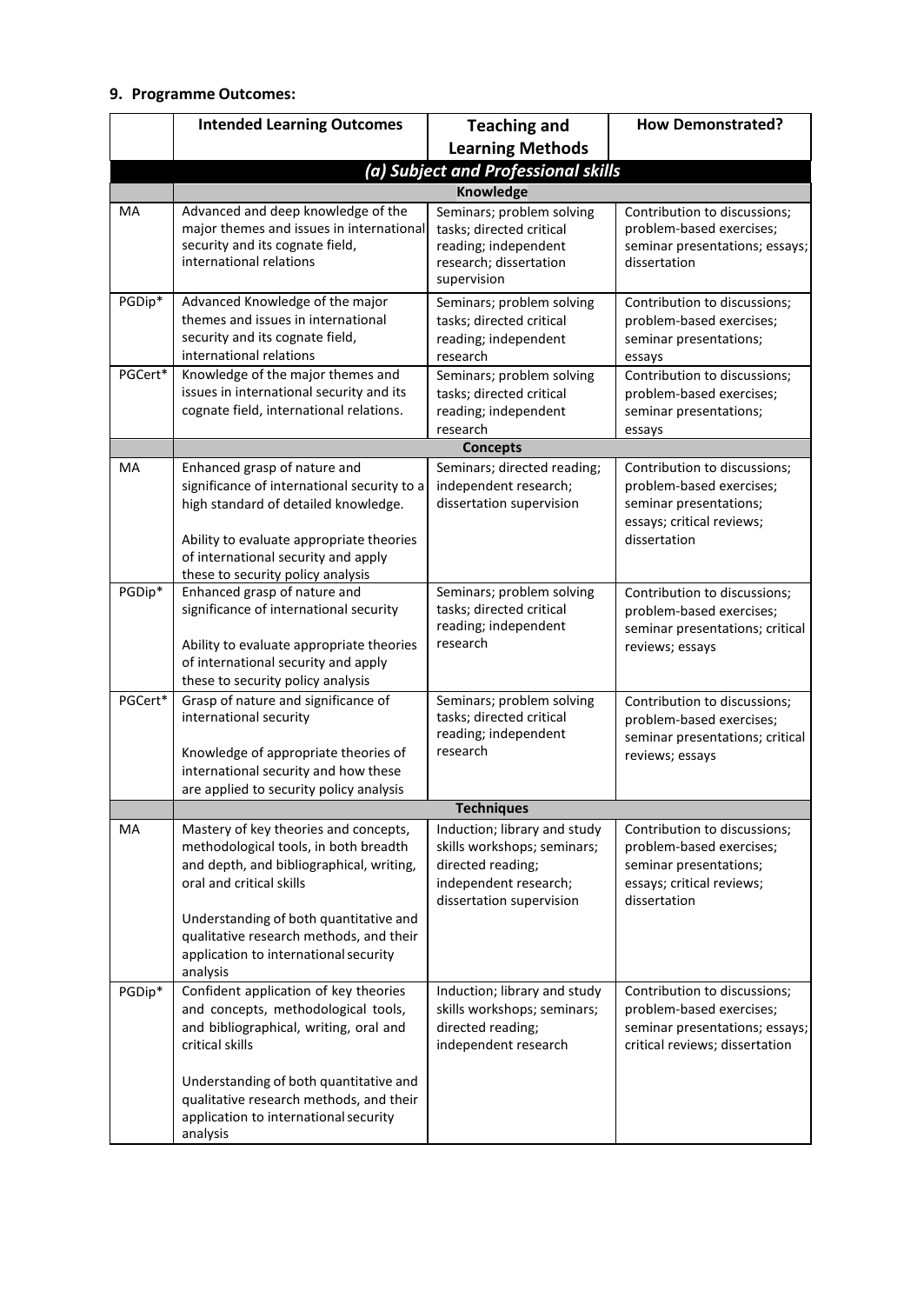## 9. Programme Outcomes:

| | Intended Learning Outcomes | Teaching and Learning Methods | How Demonstrated? |
|---|---|---|---|
| ***(a) Subject and Professional skills*** | | | |
| | **Knowledge** | | |
| MA | Advanced and deep knowledge of the major themes and issues in international security and its cognate field, international relations | Seminars; problem solving tasks; directed critical reading; independent research; dissertation supervision | Contribution to discussions; problem-based exercises; seminar presentations; essays; dissertation |
| PGDip* | Advanced Knowledge of the major themes and issues in international security and its cognate field, international relations | Seminars; problem solving tasks; directed critical reading; independent research | Contribution to discussions; problem-based exercises; seminar presentations; essays |
| PGCert* | Knowledge of the major themes and issues in international security and its cognate field, international relations. | Seminars; problem solving tasks; directed critical reading; independent research | Contribution to discussions; problem-based exercises; seminar presentations; essays |
| | **Concepts** | | |
| MA | Enhanced grasp of nature and significance of international security to a high standard of detailed knowledge.<br><br>Ability to evaluate appropriate theories of international security and apply these to security policy analysis | Seminars; directed reading; independent research; dissertation supervision | Contribution to discussions; problem-based exercises; seminar presentations; essays; critical reviews; dissertation |
| PGDip* | Enhanced grasp of nature and significance of international security<br><br>Ability to evaluate appropriate theories of international security and apply these to security policy analysis | Seminars; problem solving tasks; directed critical reading; independent research | Contribution to discussions; problem-based exercises; seminar presentations; critical reviews; essays |
| PGCert* | Grasp of nature and significance of international security<br><br>Knowledge of appropriate theories of international security and how these are applied to security policy analysis | Seminars; problem solving tasks; directed critical reading; independent research | Contribution to discussions; problem-based exercises; seminar presentations; critical reviews; essays |
| | **Techniques** | | |
| MA | Mastery of key theories and concepts, methodological tools, in both breadth and depth, and bibliographical, writing, oral and critical skills<br><br>Understanding of both quantitative and qualitative research methods, and their application to international security analysis | Induction; library and study skills workshops; seminars; directed reading; independent research; dissertation supervision | Contribution to discussions; problem-based exercises; seminar presentations; essays; critical reviews; dissertation |
| PGDip* | Confident application of key theories and concepts, methodological tools, and bibliographical, writing, oral and critical skills<br><br>Understanding of both quantitative and qualitative research methods, and their application to international security analysis | Induction; library and study skills workshops; seminars; directed reading; independent research | Contribution to discussions; problem-based exercises; seminar presentations; essays; critical reviews; dissertation |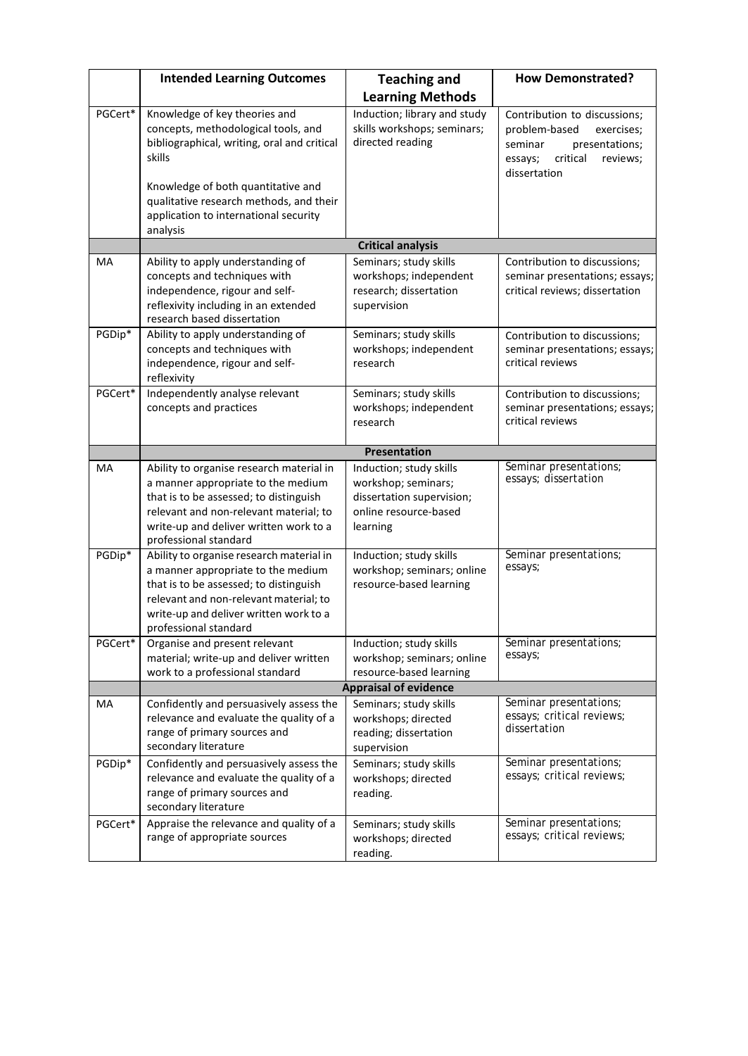| | Intended Learning Outcomes | Teaching and Learning Methods | How Demonstrated? |
|---|---|---|---|
| PGCert* | Knowledge of key theories and concepts, methodological tools, and bibliographical, writing, oral and critical skills<br><br>Knowledge of both quantitative and qualitative research methods, and their application to international security analysis | Induction; library and study skills workshops; seminars; directed reading | Contribution to discussions; problem-based exercises; seminar presentations; essays; critical reviews; dissertation |
| | **Critical analysis** | | |
| MA | Ability to apply understanding of concepts and techniques with independence, rigour and self-reflexivity including in an extended research based dissertation | Seminars; study skills workshops; independent research; dissertation supervision | Contribution to discussions; seminar presentations; essays; critical reviews; dissertation |
| PGDip* | Ability to apply understanding of concepts and techniques with independence, rigour and self-reflexivity | Seminars; study skills workshops; independent research | Contribution to discussions; seminar presentations; essays; critical reviews |
| PGCert* | Independently analyse relevant concepts and practices | Seminars; study skills workshops; independent research | Contribution to discussions; seminar presentations; essays; critical reviews |
| | **Presentation** | | |
| MA | Ability to organise research material in a manner appropriate to the medium that is to be assessed; to distinguish relevant and non-relevant material; to write-up and deliver written work to a professional standard | Induction; study skills workshop; seminars; dissertation supervision; online resource-based learning | Seminar presentations; essays; dissertation |
| PGDip* | Ability to organise research material in a manner appropriate to the medium that is to be assessed; to distinguish relevant and non-relevant material; to write-up and deliver written work to a professional standard | Induction; study skills workshop; seminars; online resource-based learning | Seminar presentations; essays; |
| PGCert* | Organise and present relevant material; write-up and deliver written work to a professional standard | Induction; study skills workshop; seminars; online resource-based learning | Seminar presentations; essays; |
| | **Appraisal of evidence** | | |
| MA | Confidently and persuasively assess the relevance and evaluate the quality of a range of primary sources and secondary literature | Seminars; study skills workshops; directed reading; dissertation supervision | Seminar presentations; essays; critical reviews; dissertation |
| PGDip* | Confidently and persuasively assess the relevance and evaluate the quality of a range of primary sources and secondary literature | Seminars; study skills workshops; directed reading. | Seminar presentations; essays; critical reviews; |
| PGCert* | Appraise the relevance and quality of a range of appropriate sources | Seminars; study skills workshops; directed reading. | Seminar presentations; essays; critical reviews; |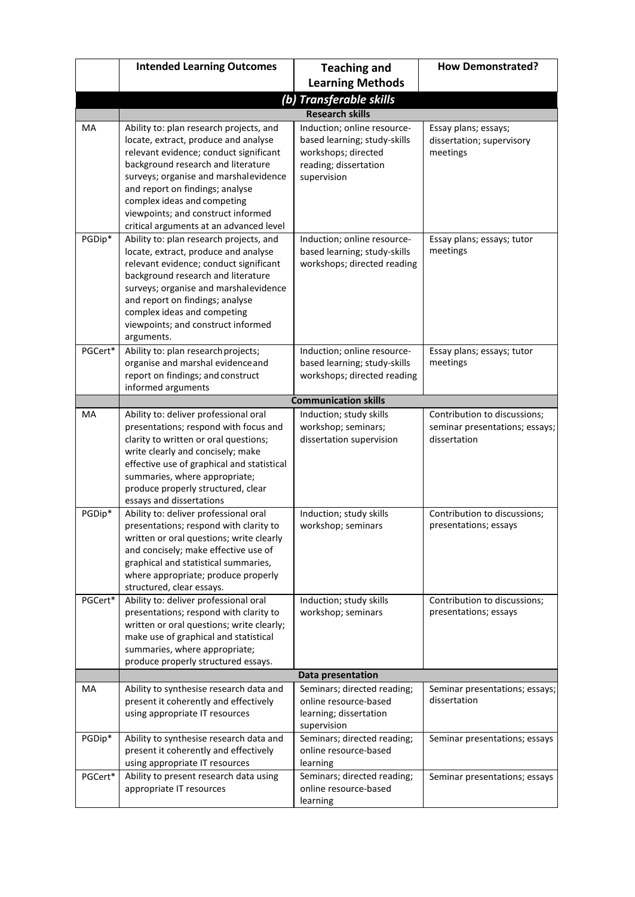| | Intended Learning Outcomes | Teaching and Learning Methods | How Demonstrated? |
|---|---|---|---|
| | ***(b) Transferable skills*** | | |
| | **Research skills** | | |
| MA | Ability to: plan research projects, and locate, extract, produce and analyse relevant evidence; conduct significant background research and literature surveys; organise and marshal evidence and report on findings; analyse complex ideas and competing viewpoints; and construct informed critical arguments at an advanced level | Induction; online resource-based learning; study-skills workshops; directed reading; dissertation supervision | Essay plans; essays; dissertation; supervisory meetings |
| PGDip* | Ability to: plan research projects, and locate, extract, produce and analyse relevant evidence; conduct significant background research and literature surveys; organise and marshal evidence and report on findings; analyse complex ideas and competing viewpoints; and construct informed arguments. | Induction; online resource-based learning; study-skills workshops; directed reading | Essay plans; essays; tutor meetings |
| PGCert* | Ability to: plan research projects; organise and marshal evidence and report on findings; and construct informed arguments | Induction; online resource-based learning; study-skills workshops; directed reading | Essay plans; essays; tutor meetings |
| | **Communication skills** | | |
| MA | Ability to: deliver professional oral presentations; respond with focus and clarity to written or oral questions; write clearly and concisely; make effective use of graphical and statistical summaries, where appropriate; produce properly structured, clear essays and dissertations | Induction; study skills workshop; seminars; dissertation supervision | Contribution to discussions; seminar presentations; essays; dissertation |
| PGDip* | Ability to: deliver professional oral presentations; respond with clarity to written or oral questions; write clearly and concisely; make effective use of graphical and statistical summaries, where appropriate; produce properly structured, clear essays. | Induction; study skills workshop; seminars | Contribution to discussions; presentations; essays |
| PGCert* | Ability to: deliver professional oral presentations; respond with clarity to written or oral questions; write clearly; make use of graphical and statistical summaries, where appropriate; produce properly structured essays. | Induction; study skills workshop; seminars | Contribution to discussions; presentations; essays |
| | **Data presentation** | | |
| MA | Ability to synthesise research data and present it coherently and effectively using appropriate IT resources | Seminars; directed reading; online resource-based learning; dissertation supervision | Seminar presentations; essays; dissertation |
| PGDip* | Ability to synthesise research data and present it coherently and effectively using appropriate IT resources | Seminars; directed reading; online resource-based learning | Seminar presentations; essays |
| PGCert* | Ability to present research data using appropriate IT resources | Seminars; directed reading; online resource-based learning | Seminar presentations; essays |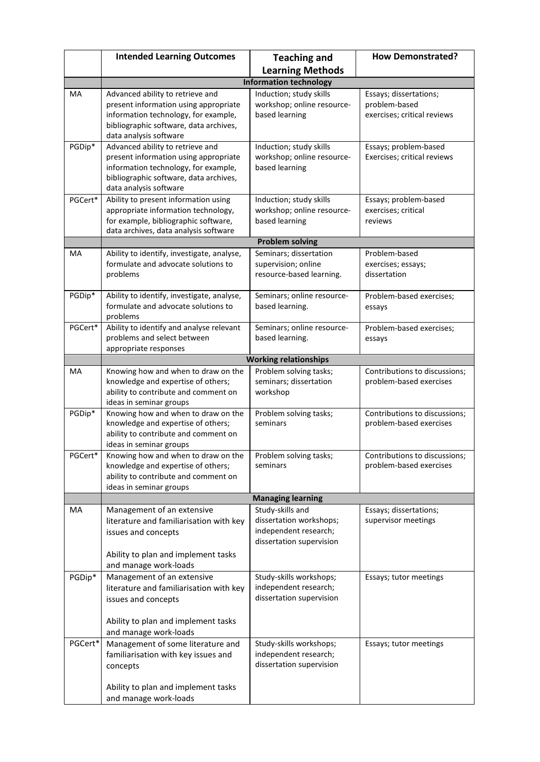| | Intended Learning Outcomes | Teaching and Learning Methods | How Demonstrated? |
|---|---|---|---|
| | **Information technology** | | |
| MA | Advanced ability to retrieve and present information using appropriate information technology, for example, bibliographic software, data archives, data analysis software | Induction; study skills workshop; online resource-based learning | Essays; dissertations; problem-based exercises; critical reviews |
| PGDip* | Advanced ability to retrieve and present information using appropriate information technology, for example, bibliographic software, data archives, data analysis software | Induction; study skills workshop; online resource-based learning | Essays; problem-based Exercises; critical reviews |
| PGCert* | Ability to present information using appropriate information technology, for example, bibliographic software, data archives, data analysis software | Induction; study skills workshop; online resource-based learning | Essays; problem-based exercises; critical reviews |
| | **Problem solving** | | |
| MA | Ability to identify, investigate, analyse, formulate and advocate solutions to problems | Seminars; dissertation supervision; online resource-based learning. | Problem-based exercises; essays; dissertation |
| PGDip* | Ability to identify, investigate, analyse, formulate and advocate solutions to problems | Seminars; online resource-based learning. | Problem-based exercises; essays |
| PGCert* | Ability to identify and analyse relevant problems and select between appropriate responses | Seminars; online resource-based learning. | Problem-based exercises; essays |
| | **Working relationships** | | |
| MA | Knowing how and when to draw on the knowledge and expertise of others; ability to contribute and comment on ideas in seminar groups | Problem solving tasks; seminars; dissertation workshop | Contributions to discussions; problem-based exercises |
| PGDip* | Knowing how and when to draw on the knowledge and expertise of others; ability to contribute and comment on ideas in seminar groups | Problem solving tasks; seminars | Contributions to discussions; problem-based exercises |
| PGCert* | Knowing how and when to draw on the knowledge and expertise of others; ability to contribute and comment on ideas in seminar groups | Problem solving tasks; seminars | Contributions to discussions; problem-based exercises |
| | **Managing learning** | | |
| MA | Management of an extensive literature and familiarisation with key issues and concepts<br><br>Ability to plan and implement tasks and manage work-loads | Study-skills and dissertation workshops; independent research; dissertation supervision | Essays; dissertations; supervisor meetings |
| PGDip* | Management of an extensive literature and familiarisation with key issues and concepts<br><br>Ability to plan and implement tasks and manage work-loads | Study-skills workshops; independent research; dissertation supervision | Essays; tutor meetings |
| PGCert* | Management of some literature and familiarisation with key issues and concepts<br><br>Ability to plan and implement tasks and manage work-loads | Study-skills workshops; independent research; dissertation supervision | Essays; tutor meetings |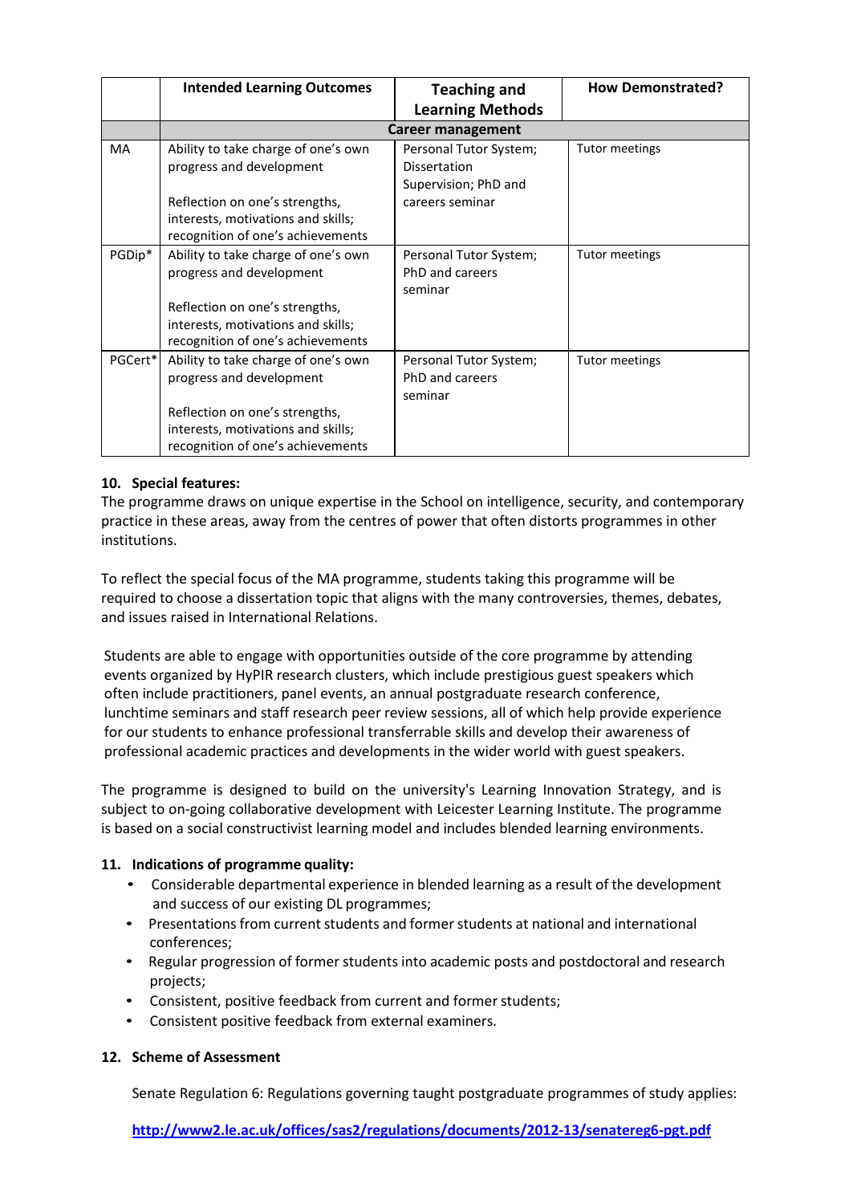| | Intended Learning Outcomes | Teaching and Learning Methods | How Demonstrated? |
|---|---|---|---|
| | **Career management** | | |
| MA | Ability to take charge of one's own progress and development<br><br>Reflection on one's strengths, interests, motivations and skills; recognition of one's achievements | Personal Tutor System; Dissertation Supervision; PhD and careers seminar | Tutor meetings |
| PGDip* | Ability to take charge of one's own progress and development<br><br>Reflection on one's strengths, interests, motivations and skills; recognition of one's achievements | Personal Tutor System; PhD and careers seminar | Tutor meetings |
| PGCert* | Ability to take charge of one's own progress and development<br><br>Reflection on one's strengths, interests, motivations and skills; recognition of one's achievements | Personal Tutor System; PhD and careers seminar | Tutor meetings |

## 10. Special features:

The programme draws on unique expertise in the School on intelligence, security, and contemporary practice in these areas, away from the centres of power that often distorts programmes in other institutions.

To reflect the special focus of the MA programme, students taking this programme will be required to choose a dissertation topic that aligns with the many controversies, themes, debates, and issues raised in International Relations.

Students are able to engage with opportunities outside of the core programme by attending events organized by HyPIR research clusters, which include prestigious guest speakers which often include practitioners, panel events, an annual postgraduate research conference, lunchtime seminars and staff research peer review sessions, all of which help provide experience for our students to enhance professional transferrable skills and develop their awareness of professional academic practices and developments in the wider world with guest speakers.

The programme is designed to build on the university's Learning Innovation Strategy, and is subject to on-going collaborative development with Leicester Learning Institute. The programme is based on a social constructivist learning model and includes blended learning environments.

## 11. Indications of programme quality:

- Considerable departmental experience in blended learning as a result of the development and success of our existing DL programmes;
- Presentations from current students and former students at national and international conferences;
- Regular progression of former students into academic posts and postdoctoral and research projects;
- Consistent, positive feedback from current and former students;
- Consistent positive feedback from external examiners.

## 12. Scheme of Assessment

Senate Regulation 6: Regulations governing taught postgraduate programmes of study applies:

**http://www2.le.ac.uk/offices/sas2/regulations/documents/2012-13/senatereg6-pgt.pdf**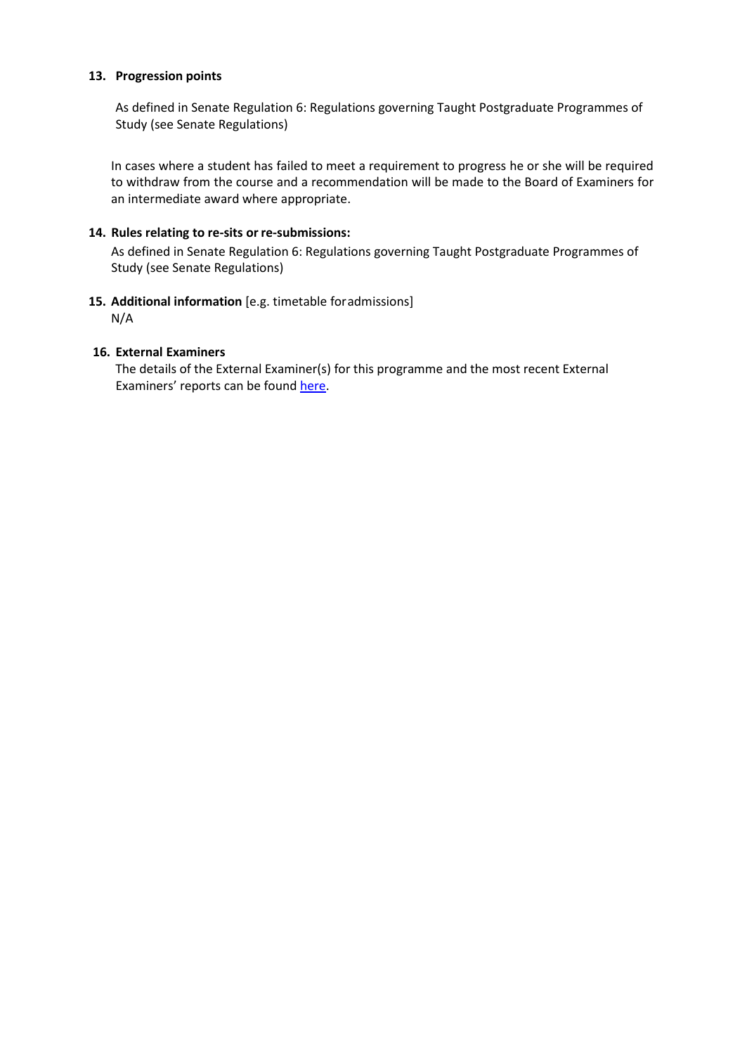**13. Progression points**

As defined in Senate Regulation 6: Regulations governing Taught Postgraduate Programmes of Study (see Senate Regulations)

In cases where a student has failed to meet a requirement to progress he or she will be required to withdraw from the course and a recommendation will be made to the Board of Examiners for an intermediate award where appropriate.

**14. Rules relating to re-sits or re-submissions:**

As defined in Senate Regulation 6: Regulations governing Taught Postgraduate Programmes of Study (see Senate Regulations)

**15. Additional information** [e.g. timetable for admissions]

N/A

**16. External Examiners**

The details of the External Examiner(s) for this programme and the most recent External Examiners' reports can be found here.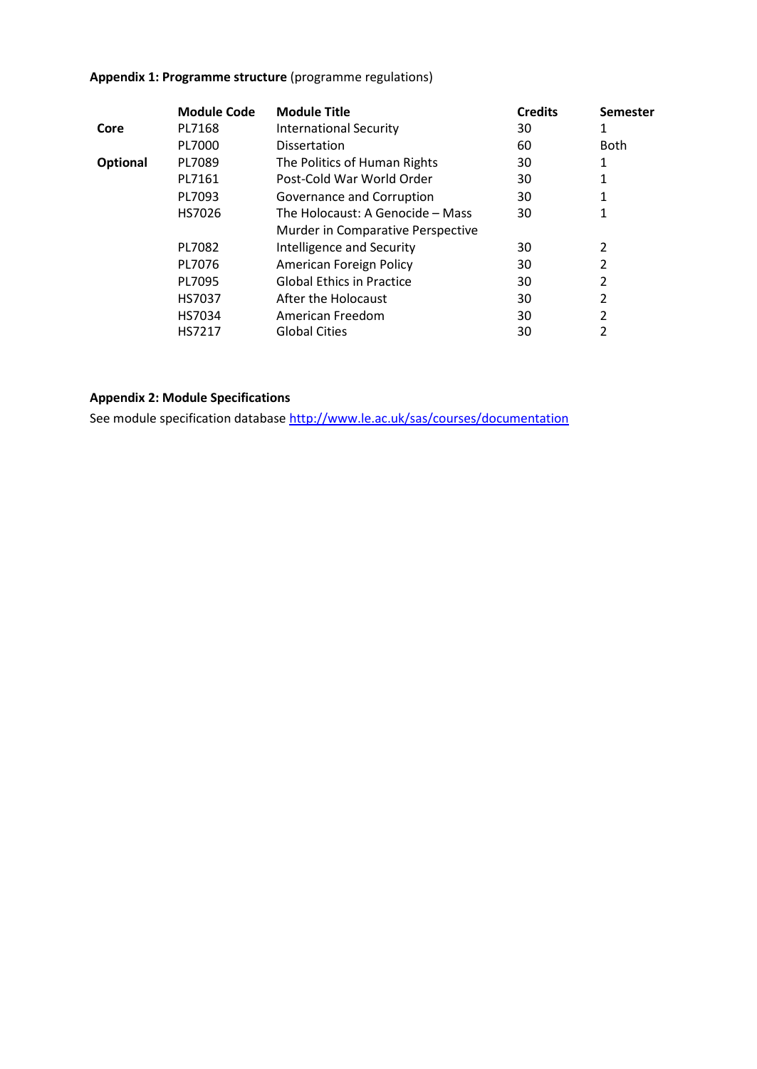**Appendix 1: Programme structure** (programme regulations)

| | Module Code | Module Title | Credits | Semester |
|---|---|---|---|---|
| **Core** | PL7168 | International Security | 30 | 1 |
| | PL7000 | Dissertation | 60 | Both |
| **Optional** | PL7089 | The Politics of Human Rights | 30 | 1 |
| | PL7161 | Post-Cold War World Order | 30 | 1 |
| | PL7093 | Governance and Corruption | 30 | 1 |
| | HS7026 | The Holocaust: A Genocide – Mass Murder in Comparative Perspective | 30 | 1 |
| | PL7082 | Intelligence and Security | 30 | 2 |
| | PL7076 | American Foreign Policy | 30 | 2 |
| | PL7095 | Global Ethics in Practice | 30 | 2 |
| | HS7037 | After the Holocaust | 30 | 2 |
| | HS7034 | American Freedom | 30 | 2 |
| | HS7217 | Global Cities | 30 | 2 |

**Appendix 2: Module Specifications**

See module specification database http://www.le.ac.uk/sas/courses/documentation